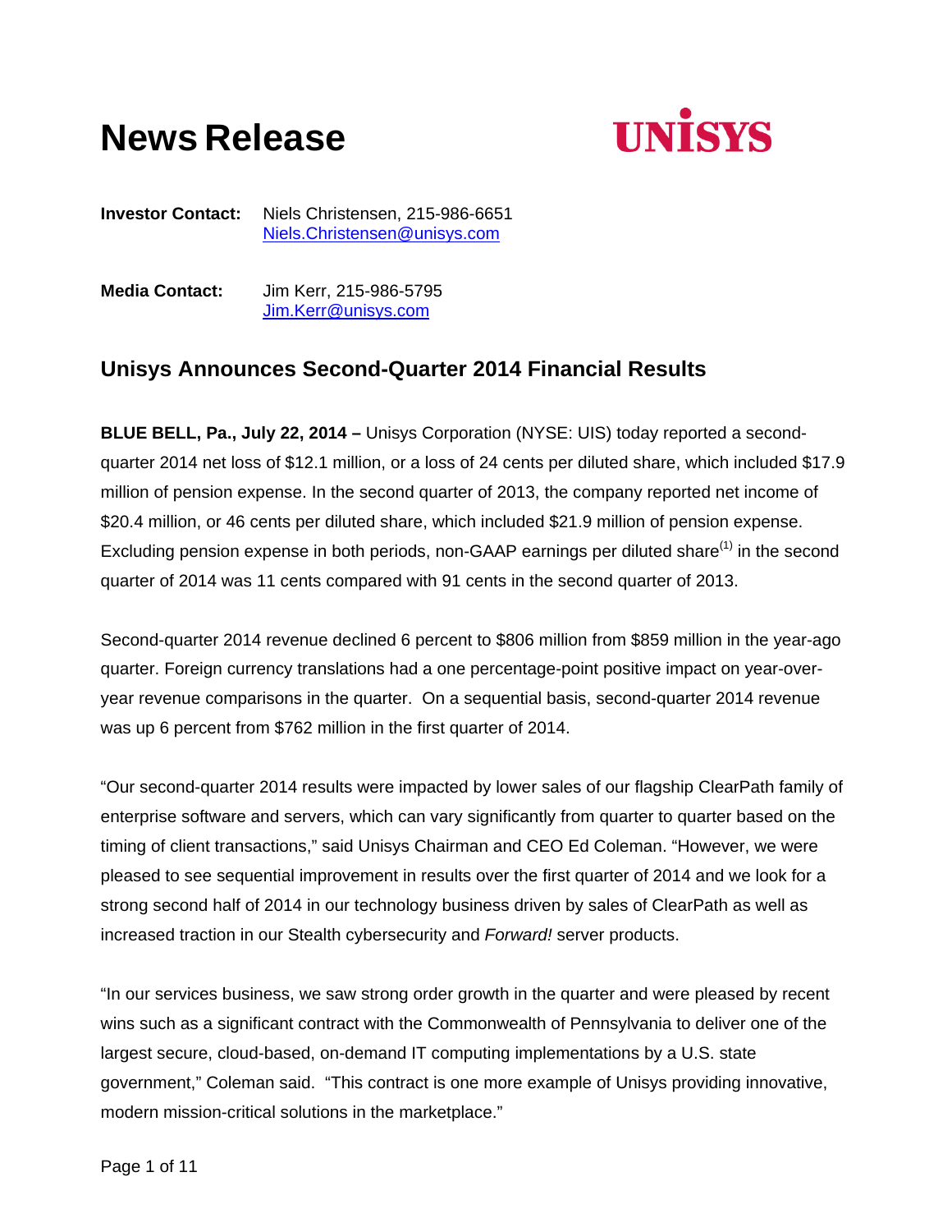# News Release

UNISYS

**Investor Contact:** Niels Christensen, 215-986-6651
Niels.Christensen@unisys.com

**Media Contact:** Jim Kerr, 215-986-5795
Jim.Kerr@unisys.com

## Unisys Announces Second-Quarter 2014 Financial Results

**BLUE BELL, Pa., July 22, 2014 –** Unisys Corporation (NYSE: UIS) today reported a second-quarter 2014 net loss of $12.1 million, or a loss of 24 cents per diluted share, which included $17.9 million of pension expense. In the second quarter of 2013, the company reported net income of $20.4 million, or 46 cents per diluted share, which included $21.9 million of pension expense. Excluding pension expense in both periods, non-GAAP earnings per diluted share[(1)] in the second quarter of 2014 was 11 cents compared with 91 cents in the second quarter of 2013.

Second-quarter 2014 revenue declined 6 percent to $806 million from $859 million in the year-ago quarter. Foreign currency translations had a one percentage-point positive impact on year-over-year revenue comparisons in the quarter. On a sequential basis, second-quarter 2014 revenue was up 6 percent from $762 million in the first quarter of 2014.

"Our second-quarter 2014 results were impacted by lower sales of our flagship ClearPath family of enterprise software and servers, which can vary significantly from quarter to quarter based on the timing of client transactions," said Unisys Chairman and CEO Ed Coleman. "However, we were pleased to see sequential improvement in results over the first quarter of 2014 and we look for a strong second half of 2014 in our technology business driven by sales of ClearPath as well as increased traction in our Stealth cybersecurity and *Forward!* server products.

"In our services business, we saw strong order growth in the quarter and were pleased by recent wins such as a significant contract with the Commonwealth of Pennsylvania to deliver one of the largest secure, cloud-based, on-demand IT computing implementations by a U.S. state government," Coleman said. "This contract is one more example of Unisys providing innovative, modern mission-critical solutions in the marketplace."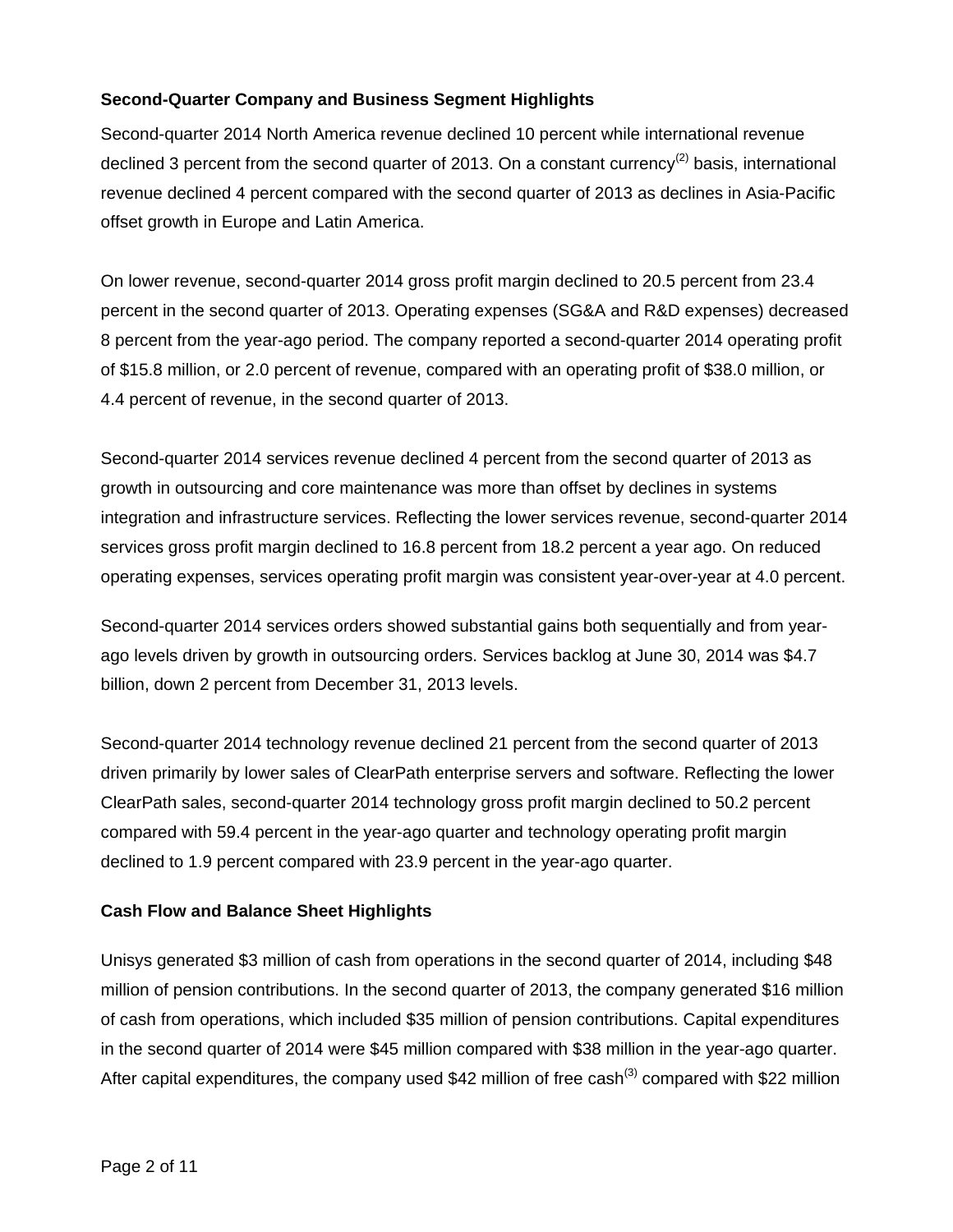### Second-Quarter Company and Business Segment Highlights

Second-quarter 2014 North America revenue declined 10 percent while international revenue declined 3 percent from the second quarter of 2013. On a constant currency[(2)] basis, international revenue declined 4 percent compared with the second quarter of 2013 as declines in Asia-Pacific offset growth in Europe and Latin America.

On lower revenue, second-quarter 2014 gross profit margin declined to 20.5 percent from 23.4 percent in the second quarter of 2013. Operating expenses (SG&A and R&D expenses) decreased 8 percent from the year-ago period. The company reported a second-quarter 2014 operating profit of $15.8 million, or 2.0 percent of revenue, compared with an operating profit of $38.0 million, or 4.4 percent of revenue, in the second quarter of 2013.

Second-quarter 2014 services revenue declined 4 percent from the second quarter of 2013 as growth in outsourcing and core maintenance was more than offset by declines in systems integration and infrastructure services. Reflecting the lower services revenue, second-quarter 2014 services gross profit margin declined to 16.8 percent from 18.2 percent a year ago. On reduced operating expenses, services operating profit margin was consistent year-over-year at 4.0 percent.

Second-quarter 2014 services orders showed substantial gains both sequentially and from year-ago levels driven by growth in outsourcing orders. Services backlog at June 30, 2014 was $4.7 billion, down 2 percent from December 31, 2013 levels.

Second-quarter 2014 technology revenue declined 21 percent from the second quarter of 2013 driven primarily by lower sales of ClearPath enterprise servers and software. Reflecting the lower ClearPath sales, second-quarter 2014 technology gross profit margin declined to 50.2 percent compared with 59.4 percent in the year-ago quarter and technology operating profit margin declined to 1.9 percent compared with 23.9 percent in the year-ago quarter.

### Cash Flow and Balance Sheet Highlights

Unisys generated $3 million of cash from operations in the second quarter of 2014, including $48 million of pension contributions. In the second quarter of 2013, the company generated $16 million of cash from operations, which included $35 million of pension contributions. Capital expenditures in the second quarter of 2014 were $45 million compared with $38 million in the year-ago quarter. After capital expenditures, the company used $42 million of free cash[(3)] compared with $22 million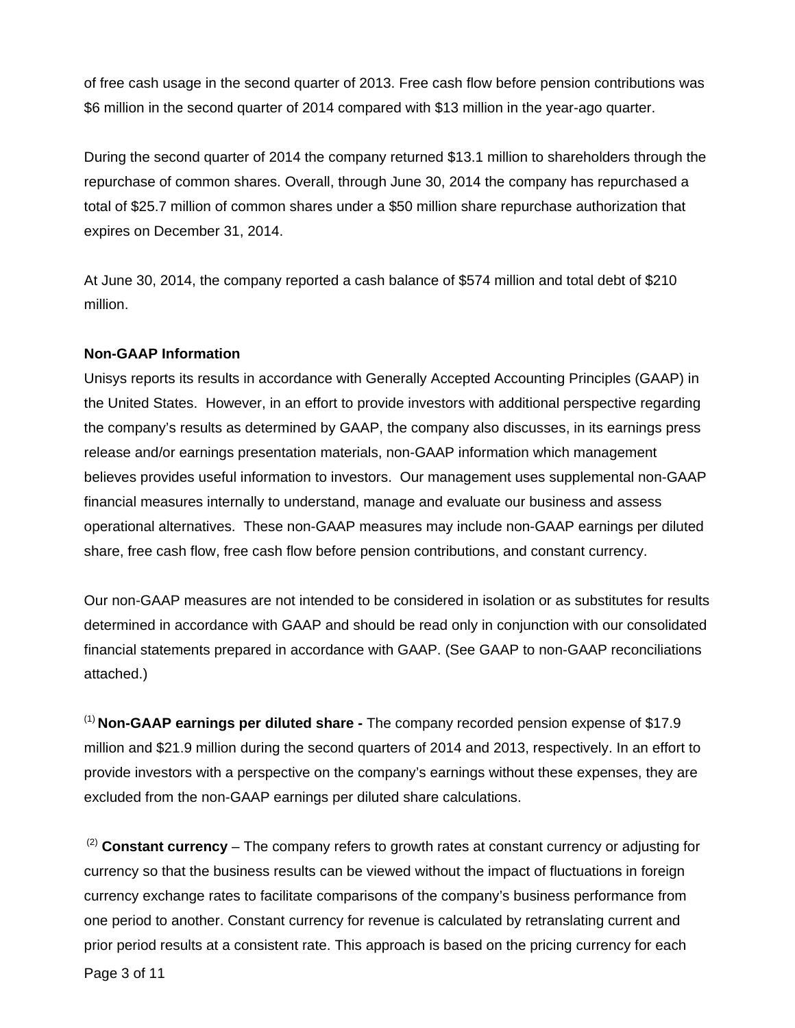of free cash usage in the second quarter of 2013. Free cash flow before pension contributions was $6 million in the second quarter of 2014 compared with $13 million in the year-ago quarter.

During the second quarter of 2014 the company returned $13.1 million to shareholders through the repurchase of common shares. Overall, through June 30, 2014 the company has repurchased a total of $25.7 million of common shares under a $50 million share repurchase authorization that expires on December 31, 2014.

At June 30, 2014, the company reported a cash balance of $574 million and total debt of $210 million.

**Non-GAAP Information**

Unisys reports its results in accordance with Generally Accepted Accounting Principles (GAAP) in the United States. However, in an effort to provide investors with additional perspective regarding the company's results as determined by GAAP, the company also discusses, in its earnings press release and/or earnings presentation materials, non-GAAP information which management believes provides useful information to investors. Our management uses supplemental non-GAAP financial measures internally to understand, manage and evaluate our business and assess operational alternatives. These non-GAAP measures may include non-GAAP earnings per diluted share, free cash flow, free cash flow before pension contributions, and constant currency.

Our non-GAAP measures are not intended to be considered in isolation or as substitutes for results determined in accordance with GAAP and should be read only in conjunction with our consolidated financial statements prepared in accordance with GAAP. (See GAAP to non-GAAP reconciliations attached.)

(1) **Non-GAAP earnings per diluted share -** The company recorded pension expense of $17.9 million and $21.9 million during the second quarters of 2014 and 2013, respectively. In an effort to provide investors with a perspective on the company's earnings without these expenses, they are excluded from the non-GAAP earnings per diluted share calculations.

(2) **Constant currency** – The company refers to growth rates at constant currency or adjusting for currency so that the business results can be viewed without the impact of fluctuations in foreign currency exchange rates to facilitate comparisons of the company's business performance from one period to another. Constant currency for revenue is calculated by retranslating current and prior period results at a consistent rate. This approach is based on the pricing currency for each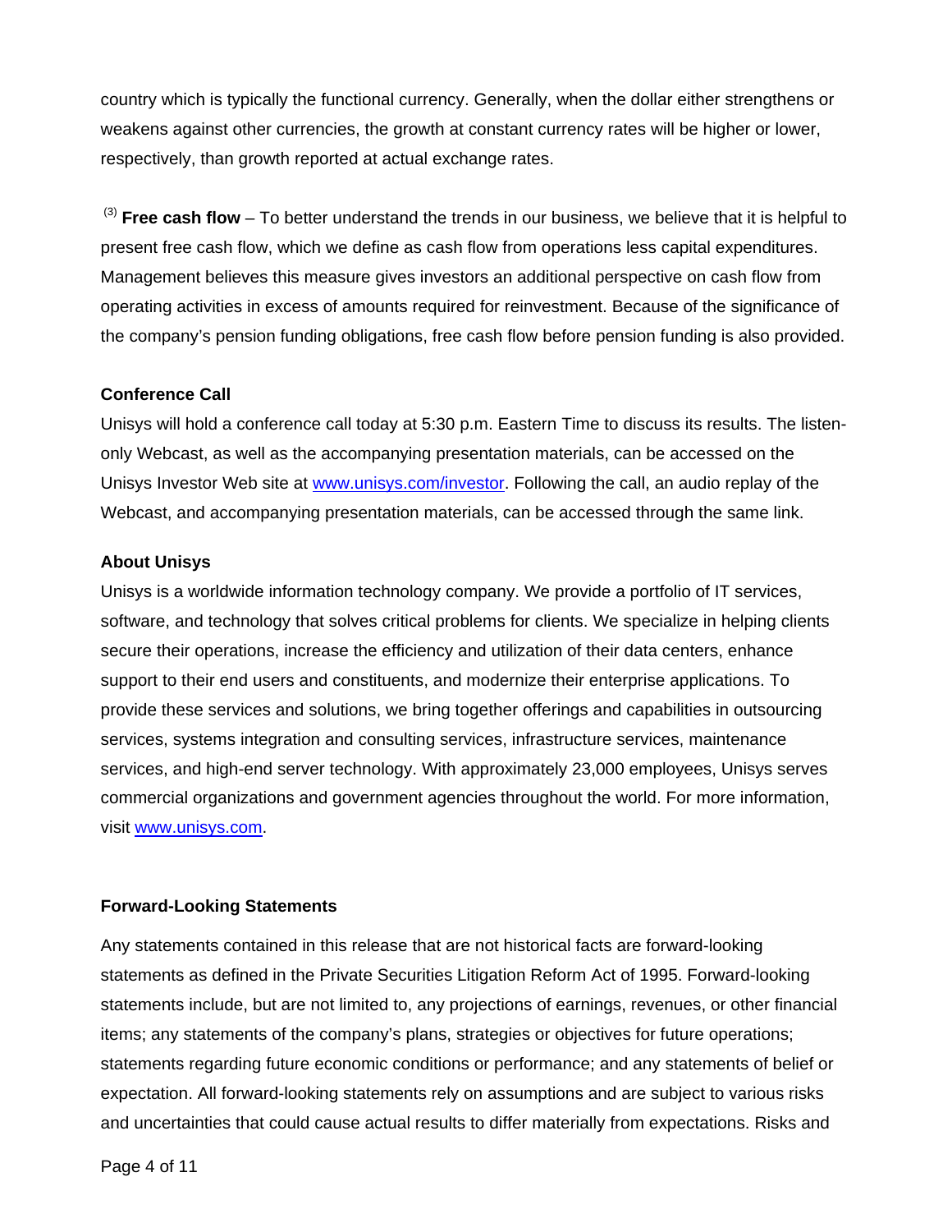country which is typically the functional currency. Generally, when the dollar either strengthens or weakens against other currencies, the growth at constant currency rates will be higher or lower, respectively, than growth reported at actual exchange rates.

(3) **Free cash flow** – To better understand the trends in our business, we believe that it is helpful to present free cash flow, which we define as cash flow from operations less capital expenditures. Management believes this measure gives investors an additional perspective on cash flow from operating activities in excess of amounts required for reinvestment. Because of the significance of the company's pension funding obligations, free cash flow before pension funding is also provided.

**Conference Call**

Unisys will hold a conference call today at 5:30 p.m. Eastern Time to discuss its results. The listen-only Webcast, as well as the accompanying presentation materials, can be accessed on the Unisys Investor Web site at www.unisys.com/investor. Following the call, an audio replay of the Webcast, and accompanying presentation materials, can be accessed through the same link.

**About Unisys**

Unisys is a worldwide information technology company. We provide a portfolio of IT services, software, and technology that solves critical problems for clients. We specialize in helping clients secure their operations, increase the efficiency and utilization of their data centers, enhance support to their end users and constituents, and modernize their enterprise applications. To provide these services and solutions, we bring together offerings and capabilities in outsourcing services, systems integration and consulting services, infrastructure services, maintenance services, and high-end server technology. With approximately 23,000 employees, Unisys serves commercial organizations and government agencies throughout the world. For more information, visit www.unisys.com.

**Forward-Looking Statements**

Any statements contained in this release that are not historical facts are forward-looking statements as defined in the Private Securities Litigation Reform Act of 1995. Forward-looking statements include, but are not limited to, any projections of earnings, revenues, or other financial items; any statements of the company's plans, strategies or objectives for future operations; statements regarding future economic conditions or performance; and any statements of belief or expectation. All forward-looking statements rely on assumptions and are subject to various risks and uncertainties that could cause actual results to differ materially from expectations. Risks and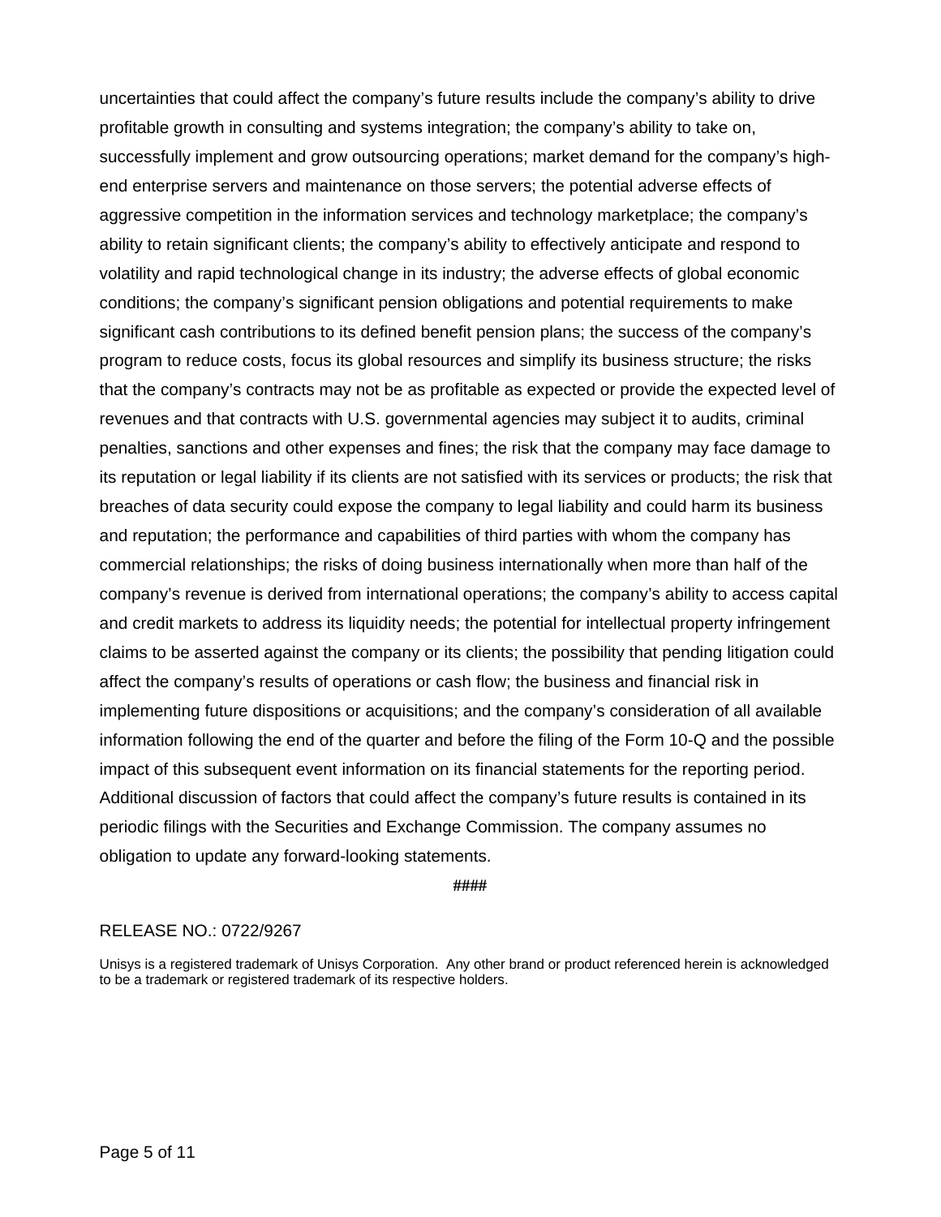uncertainties that could affect the company's future results include the company's ability to drive profitable growth in consulting and systems integration; the company's ability to take on, successfully implement and grow outsourcing operations; market demand for the company's high-end enterprise servers and maintenance on those servers; the potential adverse effects of aggressive competition in the information services and technology marketplace; the company's ability to retain significant clients; the company's ability to effectively anticipate and respond to volatility and rapid technological change in its industry; the adverse effects of global economic conditions; the company's significant pension obligations and potential requirements to make significant cash contributions to its defined benefit pension plans; the success of the company's program to reduce costs, focus its global resources and simplify its business structure; the risks that the company's contracts may not be as profitable as expected or provide the expected level of revenues and that contracts with U.S. governmental agencies may subject it to audits, criminal penalties, sanctions and other expenses and fines; the risk that the company may face damage to its reputation or legal liability if its clients are not satisfied with its services or products; the risk that breaches of data security could expose the company to legal liability and could harm its business and reputation; the performance and capabilities of third parties with whom the company has commercial relationships; the risks of doing business internationally when more than half of the company's revenue is derived from international operations; the company's ability to access capital and credit markets to address its liquidity needs; the potential for intellectual property infringement claims to be asserted against the company or its clients; the possibility that pending litigation could affect the company's results of operations or cash flow; the business and financial risk in implementing future dispositions or acquisitions; and the company's consideration of all available information following the end of the quarter and before the filing of the Form 10-Q and the possible impact of this subsequent event information on its financial statements for the reporting period. Additional discussion of factors that could affect the company's future results is contained in its periodic filings with the Securities and Exchange Commission. The company assumes no obligation to update any forward-looking statements.

####

RELEASE NO.: 0722/9267

Unisys is a registered trademark of Unisys Corporation. Any other brand or product referenced herein is acknowledged to be a trademark or registered trademark of its respective holders.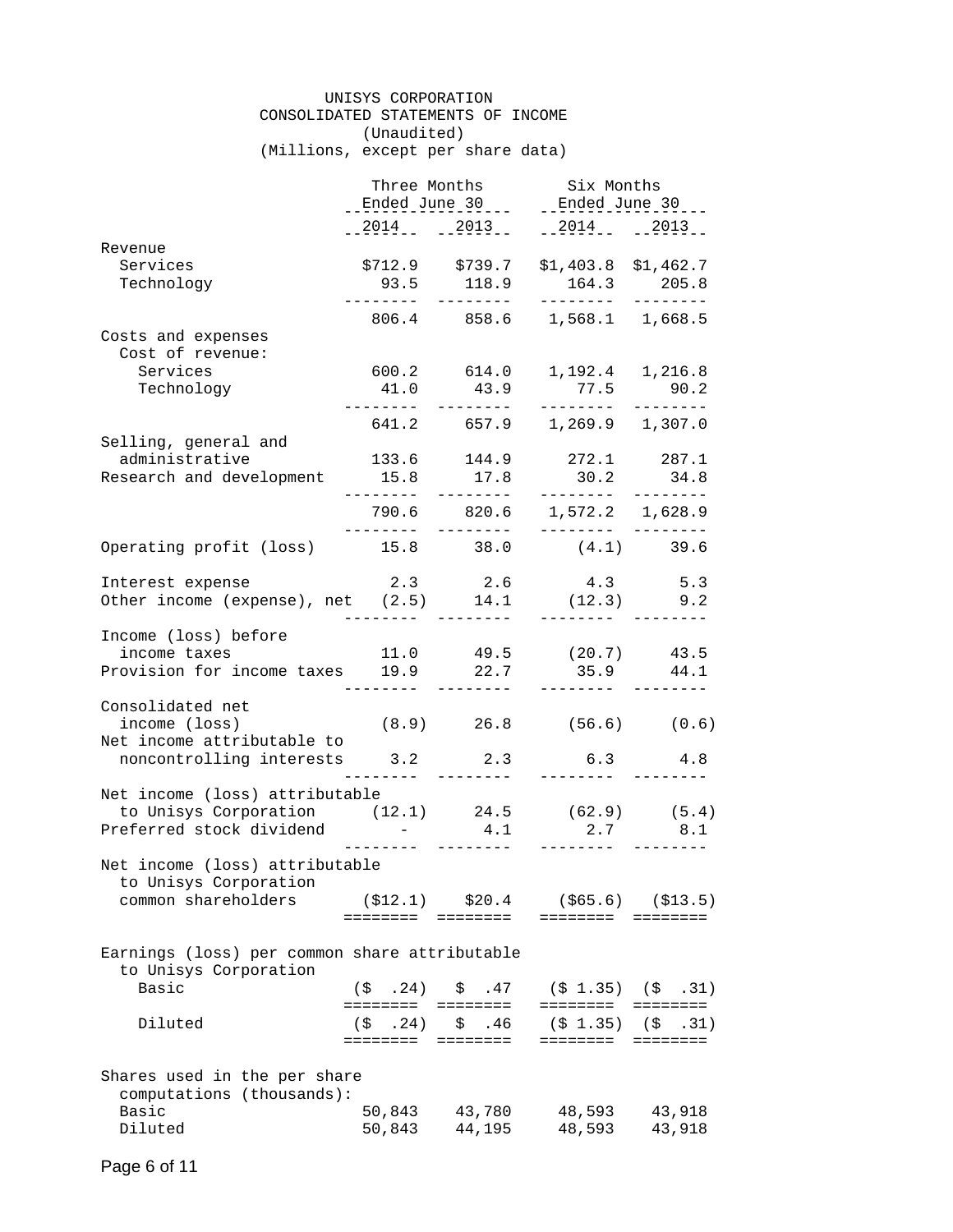# UNISYS CORPORATION
## CONSOLIDATED STATEMENTS OF INCOME
(Unaudited)
(Millions, except per share data)

| | Three Months Ended June 30 | | Six Months Ended June 30 | |
|---|---|---|---|---|
| | 2014 | 2013 | 2014 | 2013 |
| Revenue | | | | |
| Services | $712.9 | $739.7 | $1,403.8 | $1,462.7 |
| Technology | 93.5 | 118.9 | 164.3 | 205.8 |
| | 806.4 | 858.6 | 1,568.1 | 1,668.5 |
| Costs and expenses | | | | |
| Cost of revenue: | | | | |
| Services | 600.2 | 614.0 | 1,192.4 | 1,216.8 |
| Technology | 41.0 | 43.9 | 77.5 | 90.2 |
| | 641.2 | 657.9 | 1,269.9 | 1,307.0 |
| Selling, general and administrative | 133.6 | 144.9 | 272.1 | 287.1 |
| Research and development | 15.8 | 17.8 | 30.2 | 34.8 |
| | 790.6 | 820.6 | 1,572.2 | 1,628.9 |
| Operating profit (loss) | 15.8 | 38.0 | (4.1) | 39.6 |
| Interest expense | 2.3 | 2.6 | 4.3 | 5.3 |
| Other income (expense), net | (2.5) | 14.1 | (12.3) | 9.2 |
| Income (loss) before income taxes | 11.0 | 49.5 | (20.7) | 43.5 |
| Provision for income taxes | 19.9 | 22.7 | 35.9 | 44.1 |
| Consolidated net income (loss) | (8.9) | 26.8 | (56.6) | (0.6) |
| Net income attributable to noncontrolling interests | 3.2 | 2.3 | 6.3 | 4.8 |
| Net income (loss) attributable to Unisys Corporation | (12.1) | 24.5 | (62.9) | (5.4) |
| Preferred stock dividend | - | 4.1 | 2.7 | 8.1 |
| Net income (loss) attributable to Unisys Corporation common shareholders | ($12.1) | $20.4 | ($65.6) | ($13.5) |
| Earnings (loss) per common share attributable to Unisys Corporation | | | | |
| Basic | ($ .24) | $ .47 | ($ 1.35) | ($ .31) |
| Diluted | ($ .24) | $ .46 | ($ 1.35) | ($ .31) |
| Shares used in the per share computations (thousands): | | | | |
| Basic | 50,843 | 43,780 | 48,593 | 43,918 |
| Diluted | 50,843 | 44,195 | 48,593 | 43,918 |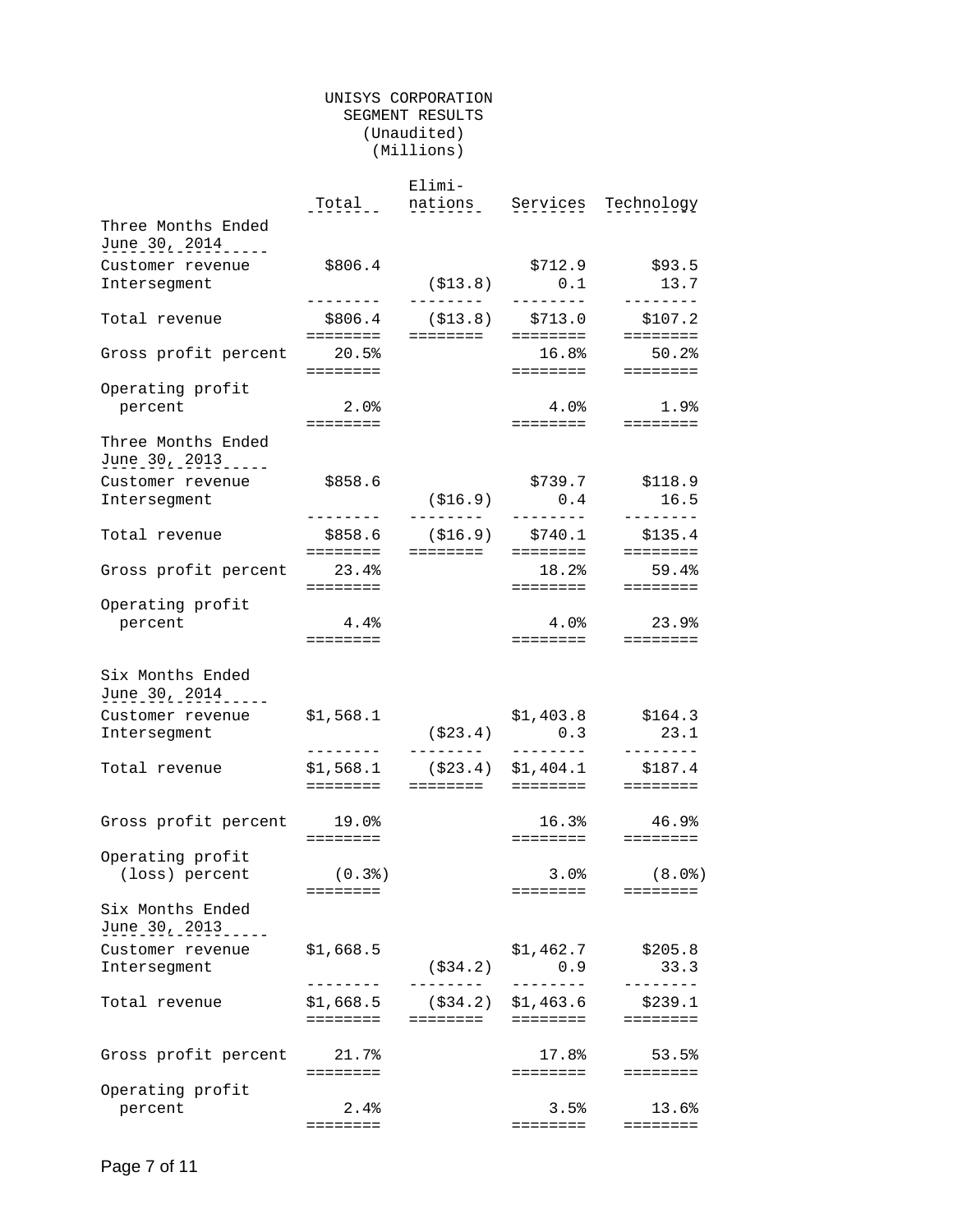UNISYS CORPORATION
SEGMENT RESULTS
(Unaudited)
(Millions)

| | Total | Elimi-nations | Services | Technology |
|---|---|---|---|---|
| **Three Months Ended June 30, 2014** | | | | |
| Customer revenue | $806.4 | | $712.9 | $93.5 |
| Intersegment | | ($13.8) | 0.1 | 13.7 |
| Total revenue | $806.4 | ($13.8) | $713.0 | $107.2 |
| Gross profit percent | 20.5% | | 16.8% | 50.2% |
| Operating profit percent | 2.0% | | 4.0% | 1.9% |
| **Three Months Ended June 30, 2013** | | | | |
| Customer revenue | $858.6 | | $739.7 | $118.9 |
| Intersegment | | ($16.9) | 0.4 | 16.5 |
| Total revenue | $858.6 | ($16.9) | $740.1 | $135.4 |
| Gross profit percent | 23.4% | | 18.2% | 59.4% |
| Operating profit percent | 4.4% | | 4.0% | 23.9% |
| **Six Months Ended June 30, 2014** | | | | |
| Customer revenue | $1,568.1 | | $1,403.8 | $164.3 |
| Intersegment | | ($23.4) | 0.3 | 23.1 |
| Total revenue | $1,568.1 | ($23.4) | $1,404.1 | $187.4 |
| Gross profit percent | 19.0% | | 16.3% | 46.9% |
| Operating profit (loss) percent | (0.3%) | | 3.0% | (8.0%) |
| **Six Months Ended June 30, 2013** | | | | |
| Customer revenue | $1,668.5 | | $1,462.7 | $205.8 |
| Intersegment | | ($34.2) | 0.9 | 33.3 |
| Total revenue | $1,668.5 | ($34.2) | $1,463.6 | $239.1 |
| Gross profit percent | 21.7% | | 17.8% | 53.5% |
| Operating profit percent | 2.4% | | 3.5% | 13.6% |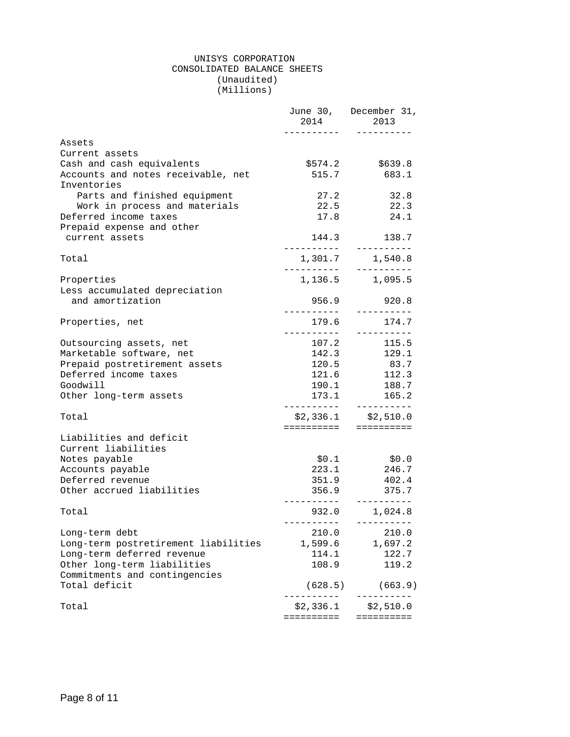# UNISYS CORPORATION
## CONSOLIDATED BALANCE SHEETS
(Unaudited)
(Millions)

| | June 30, 2014 | December 31, 2013 |
|---|---|---|
| Assets | | |
| Current assets | | |
| Cash and cash equivalents | $574.2 | $639.8 |
| Accounts and notes receivable, net | 515.7 | 683.1 |
| Inventories | | |
| Parts and finished equipment | 27.2 | 32.8 |
| Work in process and materials | 22.5 | 22.3 |
| Deferred income taxes | 17.8 | 24.1 |
| Prepaid expense and other current assets | 144.3 | 138.7 |
| Total | 1,301.7 | 1,540.8 |
| Properties | 1,136.5 | 1,095.5 |
| Less accumulated depreciation and amortization | 956.9 | 920.8 |
| Properties, net | 179.6 | 174.7 |
| Outsourcing assets, net | 107.2 | 115.5 |
| Marketable software, net | 142.3 | 129.1 |
| Prepaid postretirement assets | 120.5 | 83.7 |
| Deferred income taxes | 121.6 | 112.3 |
| Goodwill | 190.1 | 188.7 |
| Other long-term assets | 173.1 | 165.2 |
| Total | $2,336.1 | $2,510.0 |
| Liabilities and deficit | | |
| Current liabilities | | |
| Notes payable | $0.1 | $0.0 |
| Accounts payable | 223.1 | 246.7 |
| Deferred revenue | 351.9 | 402.4 |
| Other accrued liabilities | 356.9 | 375.7 |
| Total | 932.0 | 1,024.8 |
| Long-term debt | 210.0 | 210.0 |
| Long-term postretirement liabilities | 1,599.6 | 1,697.2 |
| Long-term deferred revenue | 114.1 | 122.7 |
| Other long-term liabilities | 108.9 | 119.2 |
| Commitments and contingencies | | |
| Total deficit | (628.5) | (663.9) |
| Total | $2,336.1 | $2,510.0 |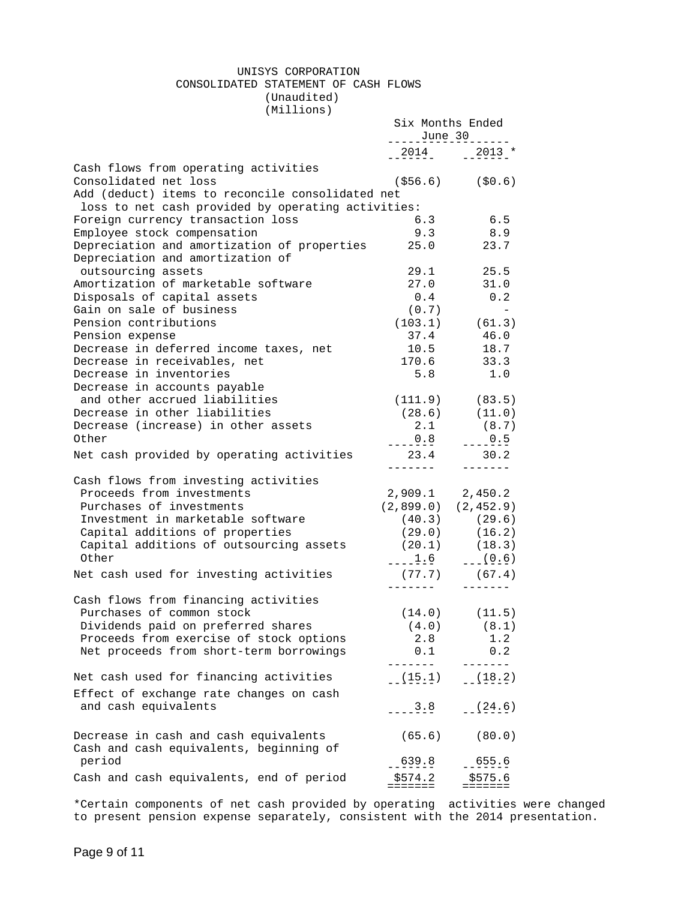# UNISYS CORPORATION

## CONSOLIDATED STATEMENT OF CASH FLOWS

(Unaudited)
(Millions)

| | Six Months Ended June 30 | |
|---|---|---|
| | 2014 | 2013 * |
| **Cash flows from operating activities** | | |
| Consolidated net loss | ($56.6) | ($0.6) |
| Add (deduct) items to reconcile consolidated net loss to net cash provided by operating activities: | | |
| Foreign currency transaction loss | 6.3 | 6.5 |
| Employee stock compensation | 9.3 | 8.9 |
| Depreciation and amortization of properties | 25.0 | 23.7 |
| Depreciation and amortization of outsourcing assets | 29.1 | 25.5 |
| Amortization of marketable software | 27.0 | 31.0 |
| Disposals of capital assets | 0.4 | 0.2 |
| Gain on sale of business | (0.7) | - |
| Pension contributions | (103.1) | (61.3) |
| Pension expense | 37.4 | 46.0 |
| Decrease in deferred income taxes, net | 10.5 | 18.7 |
| Decrease in receivables, net | 170.6 | 33.3 |
| Decrease in inventories | 5.8 | 1.0 |
| Decrease in accounts payable and other accrued liabilities | (111.9) | (83.5) |
| Decrease in other liabilities | (28.6) | (11.0) |
| Decrease (increase) in other assets | 2.1 | (8.7) |
| Other | 0.8 | 0.5 |
| Net cash provided by operating activities | 23.4 | 30.2 |
| **Cash flows from investing activities** | | |
| Proceeds from investments | 2,909.1 | 2,450.2 |
| Purchases of investments | (2,899.0) | (2,452.9) |
| Investment in marketable software | (40.3) | (29.6) |
| Capital additions of properties | (29.0) | (16.2) |
| Capital additions of outsourcing assets | (20.1) | (18.3) |
| Other | 1.6 | (0.6) |
| Net cash used for investing activities | (77.7) | (67.4) |
| **Cash flows from financing activities** | | |
| Purchases of common stock | (14.0) | (11.5) |
| Dividends paid on preferred shares | (4.0) | (8.1) |
| Proceeds from exercise of stock options | 2.8 | 1.2 |
| Net proceeds from short-term borrowings | 0.1 | 0.2 |
| Net cash used for financing activities | (15.1) | (18.2) |
| Effect of exchange rate changes on cash and cash equivalents | 3.8 | (24.6) |
| Decrease in cash and cash equivalents | (65.6) | (80.0) |
| Cash and cash equivalents, beginning of period | 639.8 | 655.6 |
| Cash and cash equivalents, end of period | $574.2 | $575.6 |

*Certain components of net cash provided by operating activities were changed to present pension expense separately, consistent with the 2014 presentation.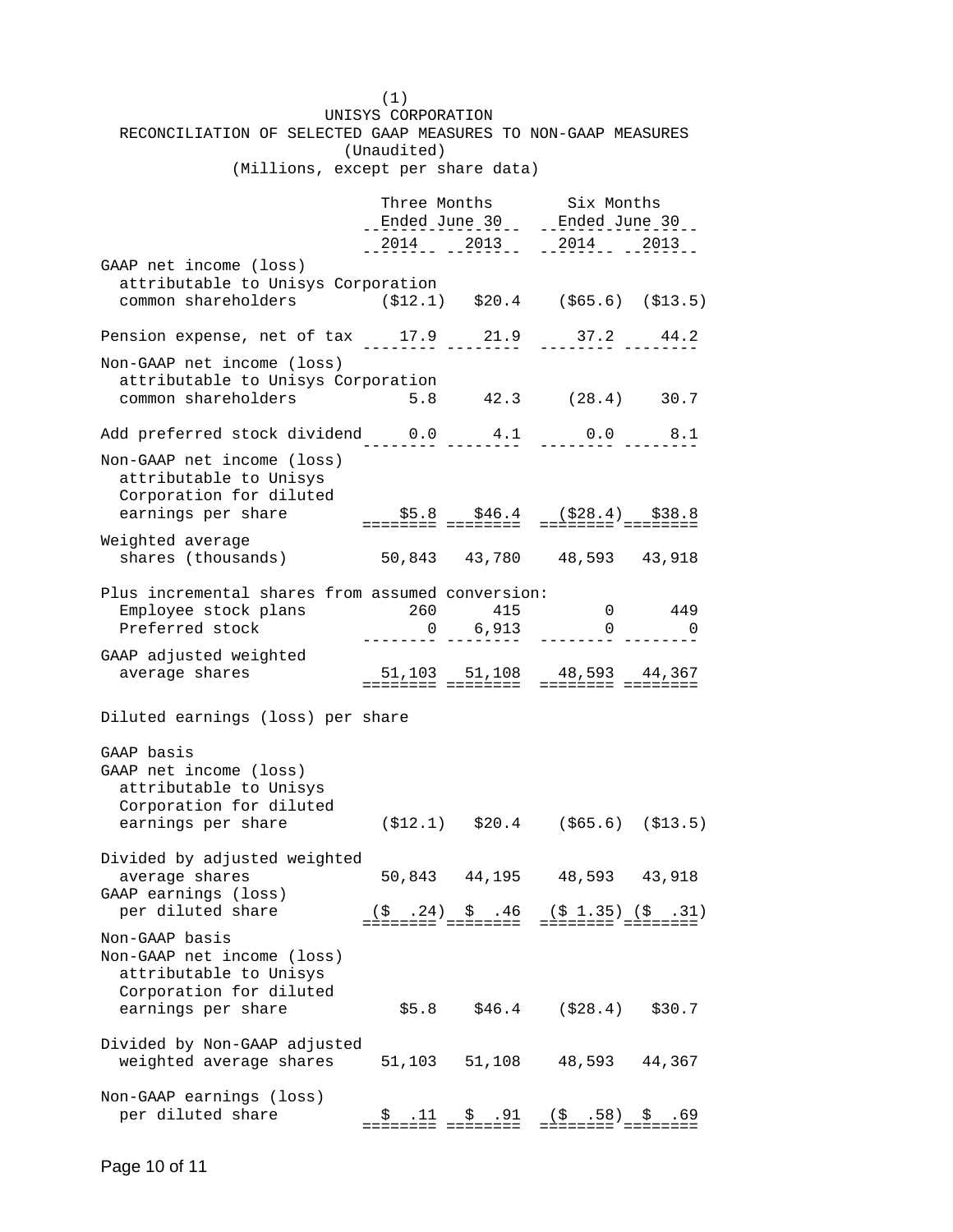(1)
UNISYS CORPORATION
RECONCILIATION OF SELECTED GAAP MEASURES TO NON-GAAP MEASURES
(Unaudited)
(Millions, except per share data)

| | Three Months Ended June 30 | | Six Months Ended June 30 | |
|---|---|---|---|---|
| | 2014 | 2013 | 2014 | 2013 |
| GAAP net income (loss) attributable to Unisys Corporation common shareholders | ($12.1) | $20.4 | ($65.6) | ($13.5) |
| Pension expense, net of tax | 17.9 | 21.9 | 37.2 | 44.2 |
| Non-GAAP net income (loss) attributable to Unisys Corporation common shareholders | 5.8 | 42.3 | (28.4) | 30.7 |
| Add preferred stock dividend | 0.0 | 4.1 | 0.0 | 8.1 |
| Non-GAAP net income (loss) attributable to Unisys Corporation for diluted earnings per share | $5.8 | $46.4 | ($28.4) | $38.8 |
| Weighted average shares (thousands) | 50,843 | 43,780 | 48,593 | 43,918 |
| Plus incremental shares from assumed conversion: | | | | |
| Employee stock plans | 260 | 415 | 0 | 449 |
| Preferred stock | 0 | 6,913 | 0 | 0 |
| GAAP adjusted weighted average shares | 51,103 | 51,108 | 48,593 | 44,367 |
| Diluted earnings (loss) per share | | | | |
| GAAP basis | | | | |
| GAAP net income (loss) attributable to Unisys Corporation for diluted earnings per share | ($12.1) | $20.4 | ($65.6) | ($13.5) |
| Divided by adjusted weighted average shares | 50,843 | 44,195 | 48,593 | 43,918 |
| GAAP earnings (loss) per diluted share | ($ .24) | $ .46 | ($ 1.35) | ($ .31) |
| Non-GAAP basis | | | | |
| Non-GAAP net income (loss) attributable to Unisys Corporation for diluted earnings per share | $5.8 | $46.4 | ($28.4) | $30.7 |
| Divided by Non-GAAP adjusted weighted average shares | 51,103 | 51,108 | 48,593 | 44,367 |
| Non-GAAP earnings (loss) per diluted share | $ .11 | $ .91 | ($ .58) | $ .69 |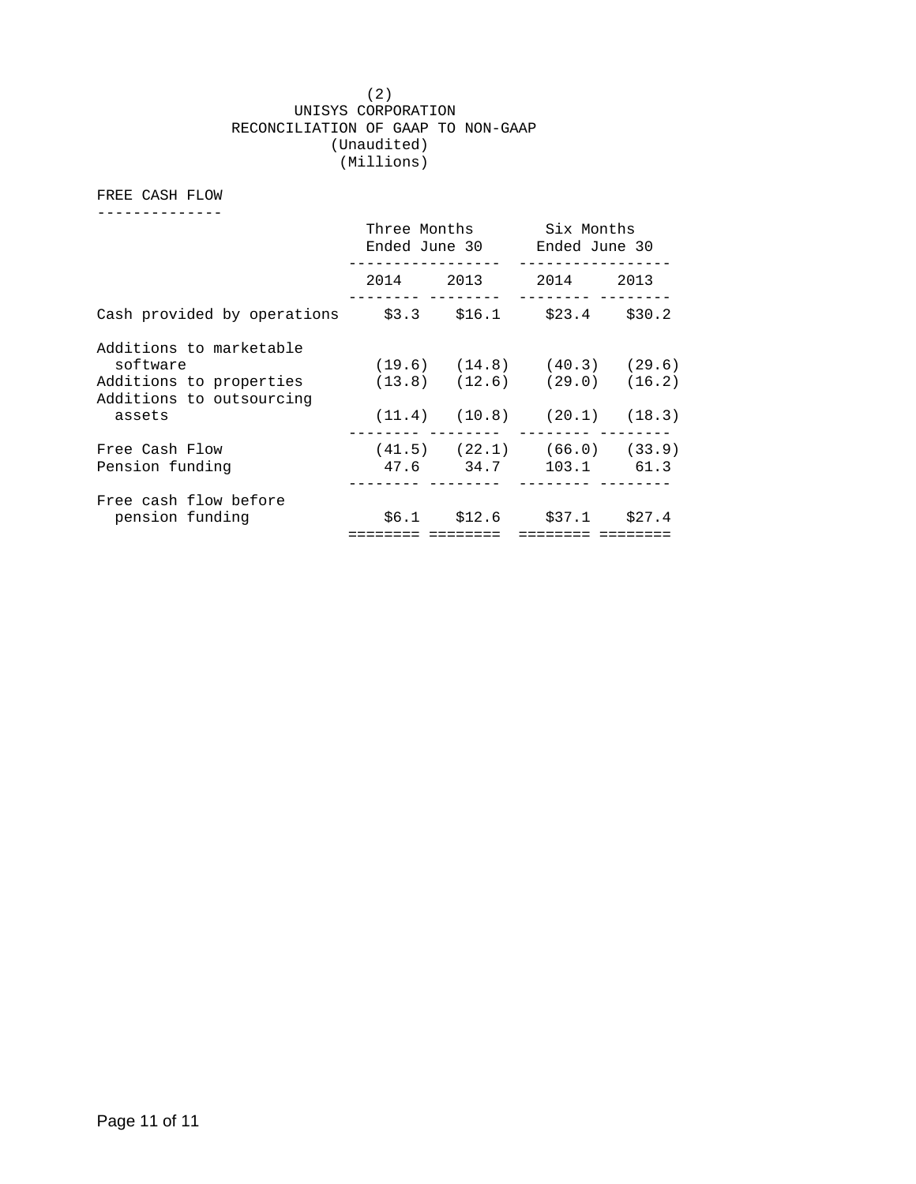(2)

UNISYS CORPORATION

RECONCILIATION OF GAAP TO NON-GAAP

(Unaudited)

(Millions)

FREE CASH FLOW

| | Three Months Ended June 30 | | Six Months Ended June 30 | |
|---|---|---|---|---|
| | 2014 | 2013 | 2014 | 2013 |
| Cash provided by operations | $3.3 | $16.1 | $23.4 | $30.2 |
| Additions to marketable software | (19.6) | (14.8) | (40.3) | (29.6) |
| Additions to properties | (13.8) | (12.6) | (29.0) | (16.2) |
| Additions to outsourcing assets | (11.4) | (10.8) | (20.1) | (18.3) |
| Free Cash Flow | (41.5) | (22.1) | (66.0) | (33.9) |
| Pension funding | 47.6 | 34.7 | 103.1 | 61.3 |
| Free cash flow before pension funding | $6.1 | $12.6 | $37.1 | $27.4 |